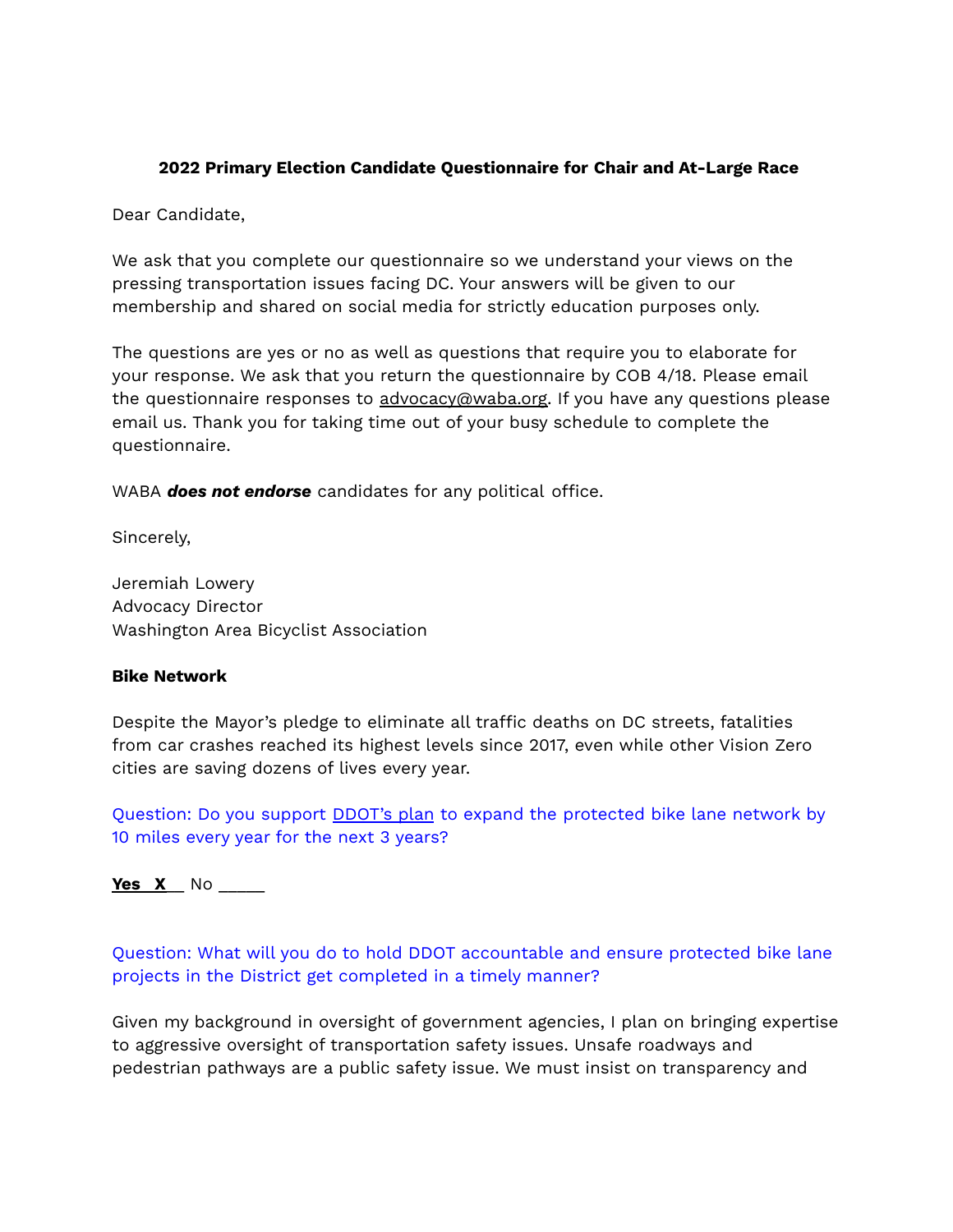**2022 Primary Election Candidate Questionnaire for Chair and At-Large Race**

Dear Candidate,

We ask that you complete our questionnaire so we understand your views on the pressing transportation issues facing DC. Your answers will be given to our membership and shared on social media for strictly education purposes only.

The questions are yes or no as well as questions that require you to elaborate for your response. We ask that you return the questionnaire by COB 4/18. Please email the questionnaire responses to advocacy@waba.org. If you have any questions please email us. Thank you for taking time out of your busy schedule to complete the questionnaire.

WABA ***does not endorse*** candidates for any political office.

Sincerely,

Jeremiah Lowery
Advocacy Director
Washington Area Bicyclist Association

**Bike Network**

Despite the Mayor's pledge to eliminate all traffic deaths on DC streets, fatalities from car crashes reached its highest levels since 2017, even while other Vision Zero cities are saving dozens of lives every year.

Question: Do you support DDOT's plan to expand the protected bike lane network by 10 miles every year for the next 3 years?

**Yes \_\_X\_\_** No \_\_\_\_\_

Question: What will you do to hold DDOT accountable and ensure protected bike lane projects in the District get completed in a timely manner?

Given my background in oversight of government agencies, I plan on bringing expertise to aggressive oversight of transportation safety issues. Unsafe roadways and pedestrian pathways are a public safety issue. We must insist on transparency and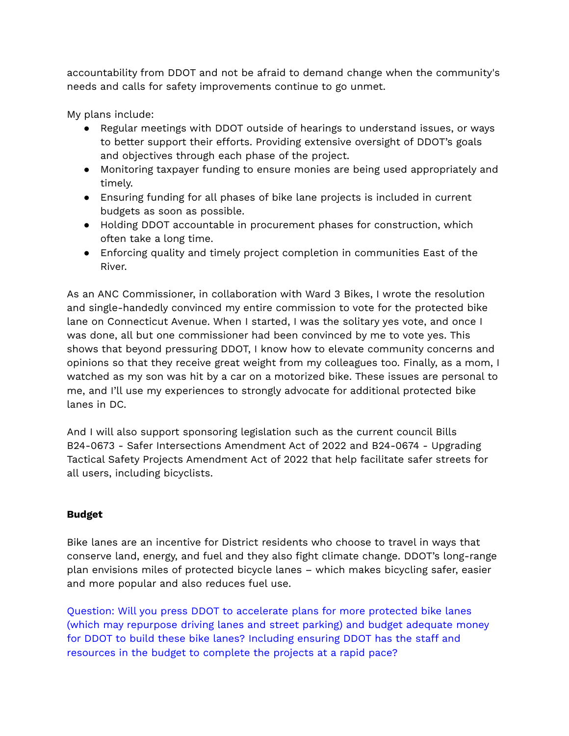accountability from DDOT and not be afraid to demand change when the community's needs and calls for safety improvements continue to go unmet.

My plans include:

- Regular meetings with DDOT outside of hearings to understand issues, or ways to better support their efforts. Providing extensive oversight of DDOT's goals and objectives through each phase of the project.
- Monitoring taxpayer funding to ensure monies are being used appropriately and timely.
- Ensuring funding for all phases of bike lane projects is included in current budgets as soon as possible.
- Holding DDOT accountable in procurement phases for construction, which often take a long time.
- Enforcing quality and timely project completion in communities East of the River.

As an ANC Commissioner, in collaboration with Ward 3 Bikes, I wrote the resolution and single-handedly convinced my entire commission to vote for the protected bike lane on Connecticut Avenue. When I started, I was the solitary yes vote, and once I was done, all but one commissioner had been convinced by me to vote yes. This shows that beyond pressuring DDOT, I know how to elevate community concerns and opinions so that they receive great weight from my colleagues too. Finally, as a mom, I watched as my son was hit by a car on a motorized bike. These issues are personal to me, and I'll use my experiences to strongly advocate for additional protected bike lanes in DC.

And I will also support sponsoring legislation such as the current council Bills B24-0673 - Safer Intersections Amendment Act of 2022 and B24-0674 - Upgrading Tactical Safety Projects Amendment Act of 2022 that help facilitate safer streets for all users, including bicyclists.

**Budget**

Bike lanes are an incentive for District residents who choose to travel in ways that conserve land, energy, and fuel and they also fight climate change. DDOT's long-range plan envisions miles of protected bicycle lanes – which makes bicycling safer, easier and more popular and also reduces fuel use.

Question: Will you press DDOT to accelerate plans for more protected bike lanes (which may repurpose driving lanes and street parking) and budget adequate money for DDOT to build these bike lanes? Including ensuring DDOT has the staff and resources in the budget to complete the projects at a rapid pace?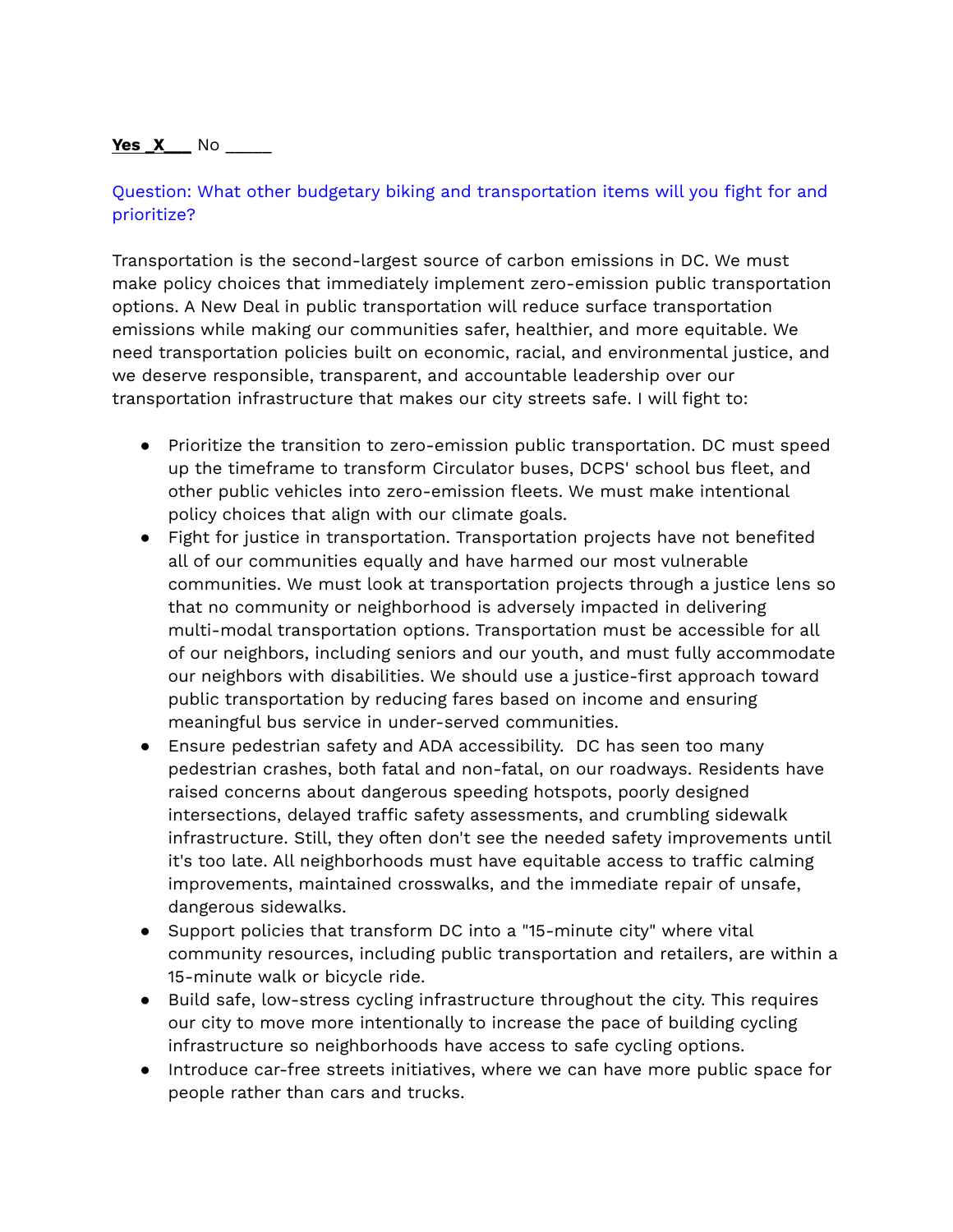**Yes _X___** No _____

Question: What other budgetary biking and transportation items will you fight for and prioritize?

Transportation is the second-largest source of carbon emissions in DC. We must make policy choices that immediately implement zero-emission public transportation options. A New Deal in public transportation will reduce surface transportation emissions while making our communities safer, healthier, and more equitable. We need transportation policies built on economic, racial, and environmental justice, and we deserve responsible, transparent, and accountable leadership over our transportation infrastructure that makes our city streets safe. I will fight to:

- Prioritize the transition to zero-emission public transportation. DC must speed up the timeframe to transform Circulator buses, DCPS' school bus fleet, and other public vehicles into zero-emission fleets. We must make intentional policy choices that align with our climate goals.
- Fight for justice in transportation. Transportation projects have not benefited all of our communities equally and have harmed our most vulnerable communities. We must look at transportation projects through a justice lens so that no community or neighborhood is adversely impacted in delivering multi-modal transportation options. Transportation must be accessible for all of our neighbors, including seniors and our youth, and must fully accommodate our neighbors with disabilities. We should use a justice-first approach toward public transportation by reducing fares based on income and ensuring meaningful bus service in under-served communities.
- Ensure pedestrian safety and ADA accessibility. DC has seen too many pedestrian crashes, both fatal and non-fatal, on our roadways. Residents have raised concerns about dangerous speeding hotspots, poorly designed intersections, delayed traffic safety assessments, and crumbling sidewalk infrastructure. Still, they often don't see the needed safety improvements until it's too late. All neighborhoods must have equitable access to traffic calming improvements, maintained crosswalks, and the immediate repair of unsafe, dangerous sidewalks.
- Support policies that transform DC into a "15-minute city" where vital community resources, including public transportation and retailers, are within a 15-minute walk or bicycle ride.
- Build safe, low-stress cycling infrastructure throughout the city. This requires our city to move more intentionally to increase the pace of building cycling infrastructure so neighborhoods have access to safe cycling options.
- Introduce car-free streets initiatives, where we can have more public space for people rather than cars and trucks.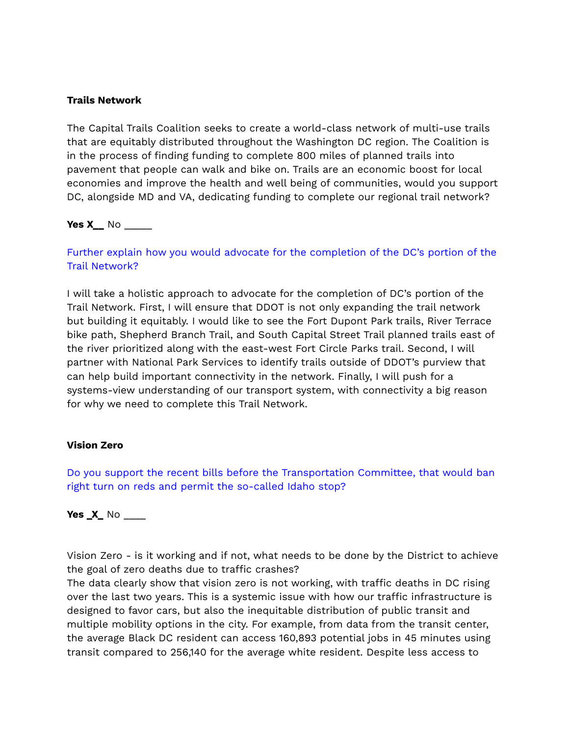**Trails Network**

The Capital Trails Coalition seeks to create a world-class network of multi-use trails that are equitably distributed throughout the Washington DC region. The Coalition is in the process of finding funding to complete 800 miles of planned trails into pavement that people can walk and bike on. Trails are an economic boost for local economies and improve the health and well being of communities, would you support DC, alongside MD and VA, dedicating funding to complete our regional trail network?

**Yes X__** No _____

Further explain how you would advocate for the completion of the DC's portion of the Trail Network?

I will take a holistic approach to advocate for the completion of DC's portion of the Trail Network. First, I will ensure that DDOT is not only expanding the trail network but building it equitably. I would like to see the Fort Dupont Park trails, River Terrace bike path, Shepherd Branch Trail, and South Capital Street Trail planned trails east of the river prioritized along with the east-west Fort Circle Parks trail. Second, I will partner with National Park Services to identify trails outside of DDOT's purview that can help build important connectivity in the network. Finally, I will push for a systems-view understanding of our transport system, with connectivity a big reason for why we need to complete this Trail Network.

**Vision Zero**

Do you support the recent bills before the Transportation Committee, that would ban right turn on reds and permit the so-called Idaho stop?

**Yes _X_** No ____

Vision Zero - is it working and if not, what needs to be done by the District to achieve the goal of zero deaths due to traffic crashes?
The data clearly show that vision zero is not working, with traffic deaths in DC rising over the last two years. This is a systemic issue with how our traffic infrastructure is designed to favor cars, but also the inequitable distribution of public transit and multiple mobility options in the city. For example, from data from the transit center, the average Black DC resident can access 160,893 potential jobs in 45 minutes using transit compared to 256,140 for the average white resident. Despite less access to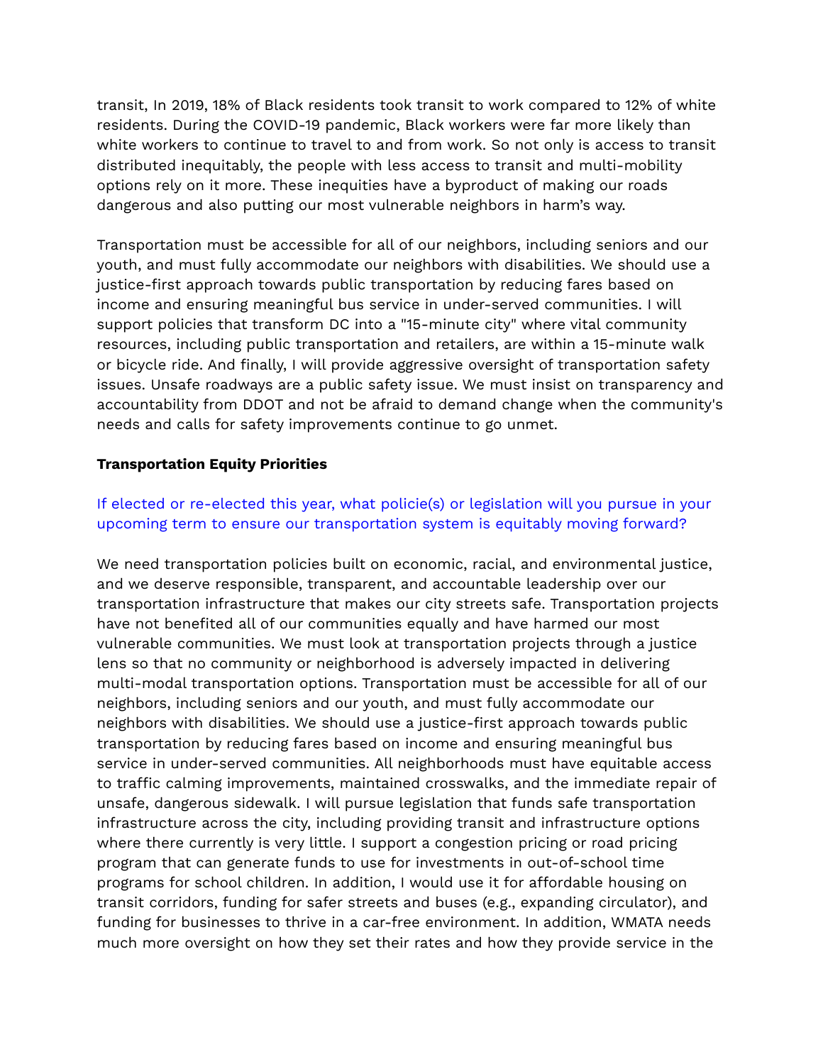transit, In 2019, 18% of Black residents took transit to work compared to 12% of white residents. During the COVID-19 pandemic, Black workers were far more likely than white workers to continue to travel to and from work. So not only is access to transit distributed inequitably, the people with less access to transit and multi-mobility options rely on it more. These inequities have a byproduct of making our roads dangerous and also putting our most vulnerable neighbors in harm's way.

Transportation must be accessible for all of our neighbors, including seniors and our youth, and must fully accommodate our neighbors with disabilities. We should use a justice-first approach towards public transportation by reducing fares based on income and ensuring meaningful bus service in under-served communities. I will support policies that transform DC into a "15-minute city" where vital community resources, including public transportation and retailers, are within a 15-minute walk or bicycle ride. And finally, I will provide aggressive oversight of transportation safety issues. Unsafe roadways are a public safety issue. We must insist on transparency and accountability from DDOT and not be afraid to demand change when the community's needs and calls for safety improvements continue to go unmet.

**Transportation Equity Priorities**

If elected or re-elected this year, what policie(s) or legislation will you pursue in your upcoming term to ensure our transportation system is equitably moving forward?

We need transportation policies built on economic, racial, and environmental justice, and we deserve responsible, transparent, and accountable leadership over our transportation infrastructure that makes our city streets safe. Transportation projects have not benefited all of our communities equally and have harmed our most vulnerable communities. We must look at transportation projects through a justice lens so that no community or neighborhood is adversely impacted in delivering multi-modal transportation options. Transportation must be accessible for all of our neighbors, including seniors and our youth, and must fully accommodate our neighbors with disabilities. We should use a justice-first approach towards public transportation by reducing fares based on income and ensuring meaningful bus service in under-served communities. All neighborhoods must have equitable access to traffic calming improvements, maintained crosswalks, and the immediate repair of unsafe, dangerous sidewalk. I will pursue legislation that funds safe transportation infrastructure across the city, including providing transit and infrastructure options where there currently is very little. I support a congestion pricing or road pricing program that can generate funds to use for investments in out-of-school time programs for school children. In addition, I would use it for affordable housing on transit corridors, funding for safer streets and buses (e.g., expanding circulator), and funding for businesses to thrive in a car-free environment. In addition, WMATA needs much more oversight on how they set their rates and how they provide service in the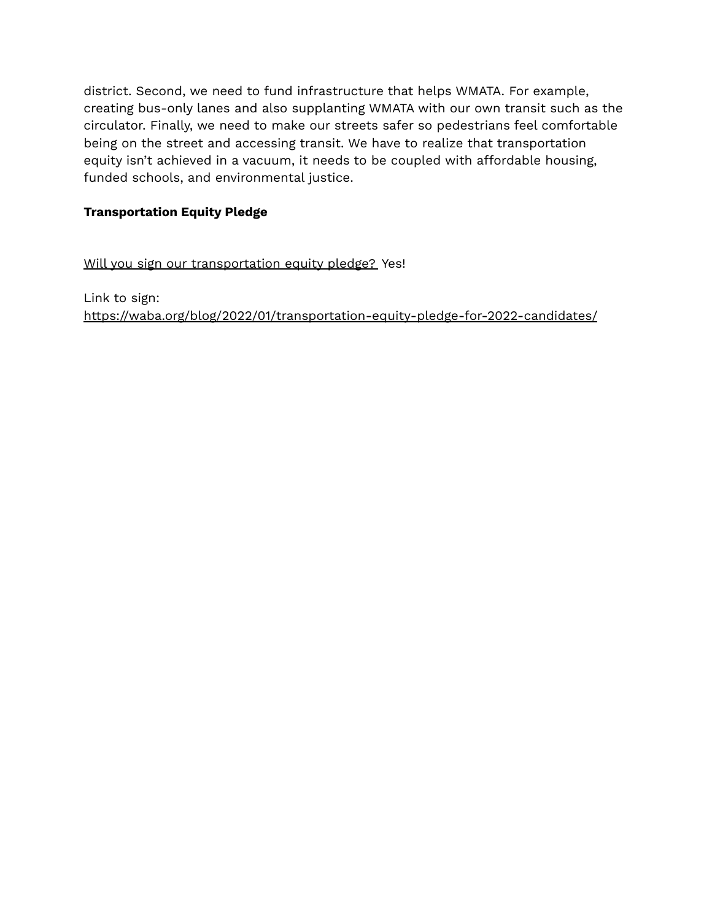district. Second, we need to fund infrastructure that helps WMATA. For example, creating bus-only lanes and also supplanting WMATA with our own transit such as the circulator. Finally, we need to make our streets safer so pedestrians feel comfortable being on the street and accessing transit. We have to realize that transportation equity isn't achieved in a vacuum, it needs to be coupled with affordable housing, funded schools, and environmental justice.

**Transportation Equity Pledge**

Will you sign our transportation equity pledge? Yes!

Link to sign:
https://waba.org/blog/2022/01/transportation-equity-pledge-for-2022-candidates/